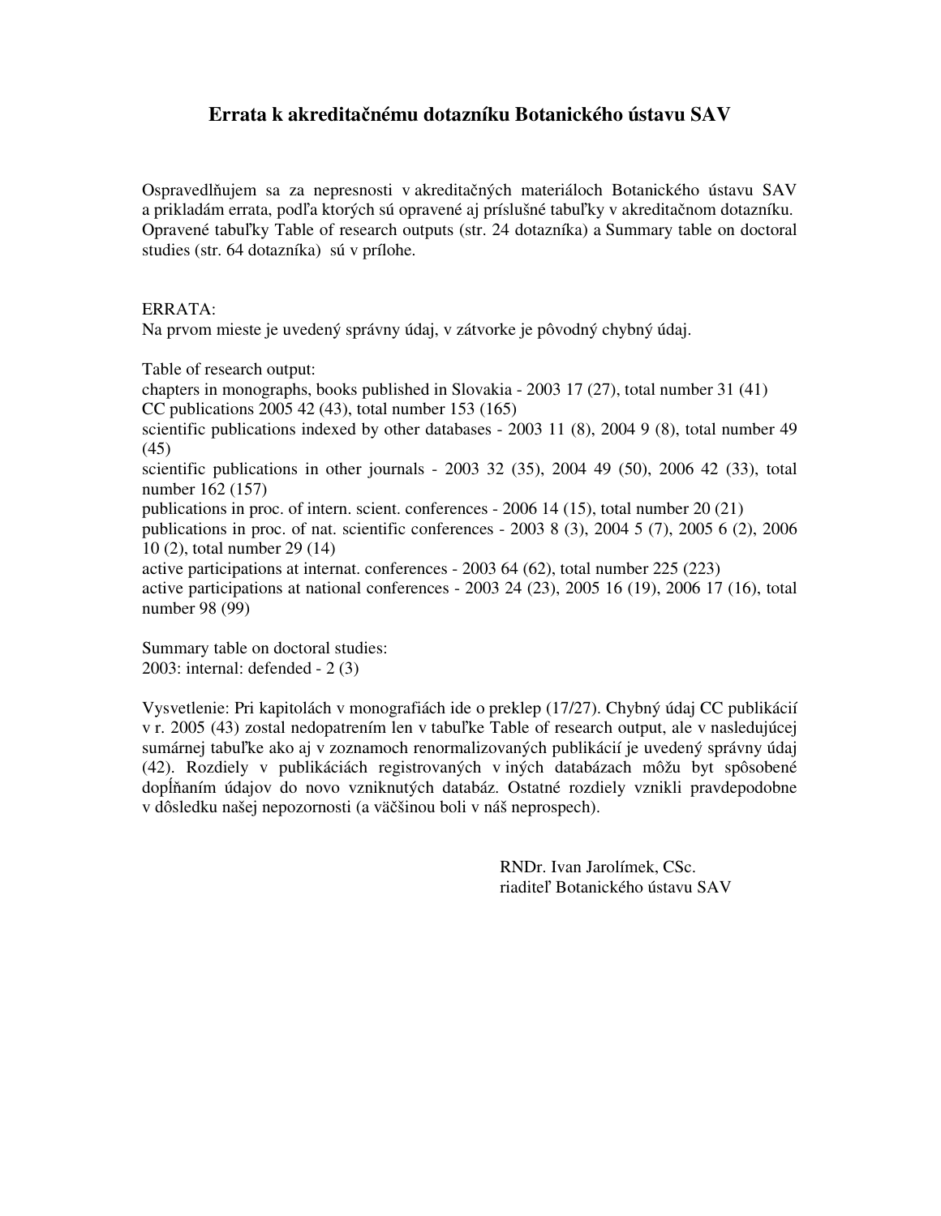# Errata k akreditačnému dotazníku Botanického ústavu SAV

Ospravedlňujem sa za nepresnosti v akreditačných materiáloch Botanického ústavu SAV a prikladám errata, podľa ktorých sú opravené aj príslušné tabuľky v akreditačnom dotazníku. Opravené tabuľky Table of research outputs (str. 24 dotazníka) a Summary table on doctoral studies (str. 64 dotazníka) sú v prílohe.

ERRATA:
Na prvom mieste je uvedený správny údaj, v zátvorke je pôvodný chybný údaj.

Table of research output:
chapters in monographs, books published in Slovakia - 2003 17 (27), total number 31 (41)
CC publications 2005 42 (43), total number 153 (165)
scientific publications indexed by other databases - 2003 11 (8), 2004 9 (8), total number 49 (45)
scientific publications in other journals - 2003 32 (35), 2004 49 (50), 2006 42 (33), total number 162 (157)
publications in proc. of intern. scient. conferences - 2006 14 (15), total number 20 (21)
publications in proc. of nat. scientific conferences - 2003 8 (3), 2004 5 (7), 2005 6 (2), 2006 10 (2), total number 29 (14)
active participations at internat. conferences - 2003 64 (62), total number 225 (223)
active participations at national conferences - 2003 24 (23), 2005 16 (19), 2006 17 (16), total number 98 (99)

Summary table on doctoral studies:
2003: internal: defended - 2 (3)

Vysvetlenie: Pri kapitolách v monografiách ide o preklep (17/27). Chybný údaj CC publikácií v r. 2005 (43) zostal nedopatrením len v tabuľke Table of research output, ale v nasledujúcej sumárnej tabuľke ako aj v zoznamoch renormalizovaných publikácií je uvedený správny údaj (42). Rozdiely v publikáciách registrovaných v iných databázach môžu byt spôsobené dopĺňaním údajov do novo vzniknutých databáz. Ostatné rozdiely vznikli pravdepodobne v dôsledku našej nepozornosti (a väčšinou boli v náš neprospech).

RNDr. Ivan Jarolímek, CSc.
riaditeľ Botanického ústavu SAV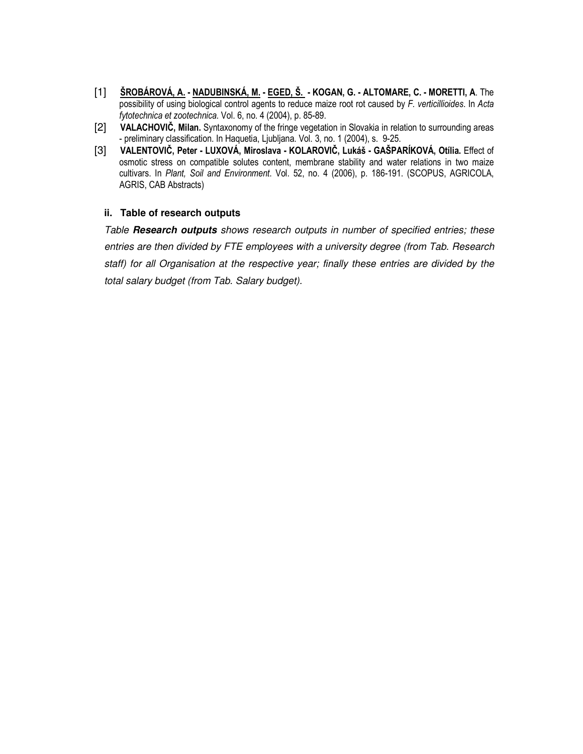[1] **<u>ŠROBÁROVÁ, A.</u> - <u>NADUBINSKÁ, M.</u> - <u>EGED, Š.</u> - KOGAN, G. - ALTOMARE, C. - MORETTI, A**. The possibility of using biological control agents to reduce maize root rot caused by *F. verticillioides*. In *Acta fytotechnica et zootechnica.* Vol. 6, no. 4 (2004), p. 85-89.

[2] **VALACHOVIČ, Milan.** Syntaxonomy of the fringe vegetation in Slovakia in relation to surrounding areas - preliminary classification. In Haquetia, Ljubljana. Vol. 3, no. 1 (2004), s. 9-25.

[3] **VALENTOVIČ, Peter - LUXOVÁ, Miroslava - KOLAROVIČ, Lukáš - GAŠPARÍKOVÁ, Otília.** Effect of osmotic stress on compatible solutes content, membrane stability and water relations in two maize cultivars. In *Plant, Soil and Environment*. Vol. 52, no. 4 (2006), p. 186-191. (SCOPUS, AGRICOLA, AGRIS, CAB Abstracts)

### ii. Table of research outputs

*Table **Research outputs** shows research outputs in number of specified entries; these entries are then divided by FTE employees with a university degree (from Tab. Research staff) for all Organisation at the respective year; finally these entries are divided by the total salary budget (from Tab. Salary budget).*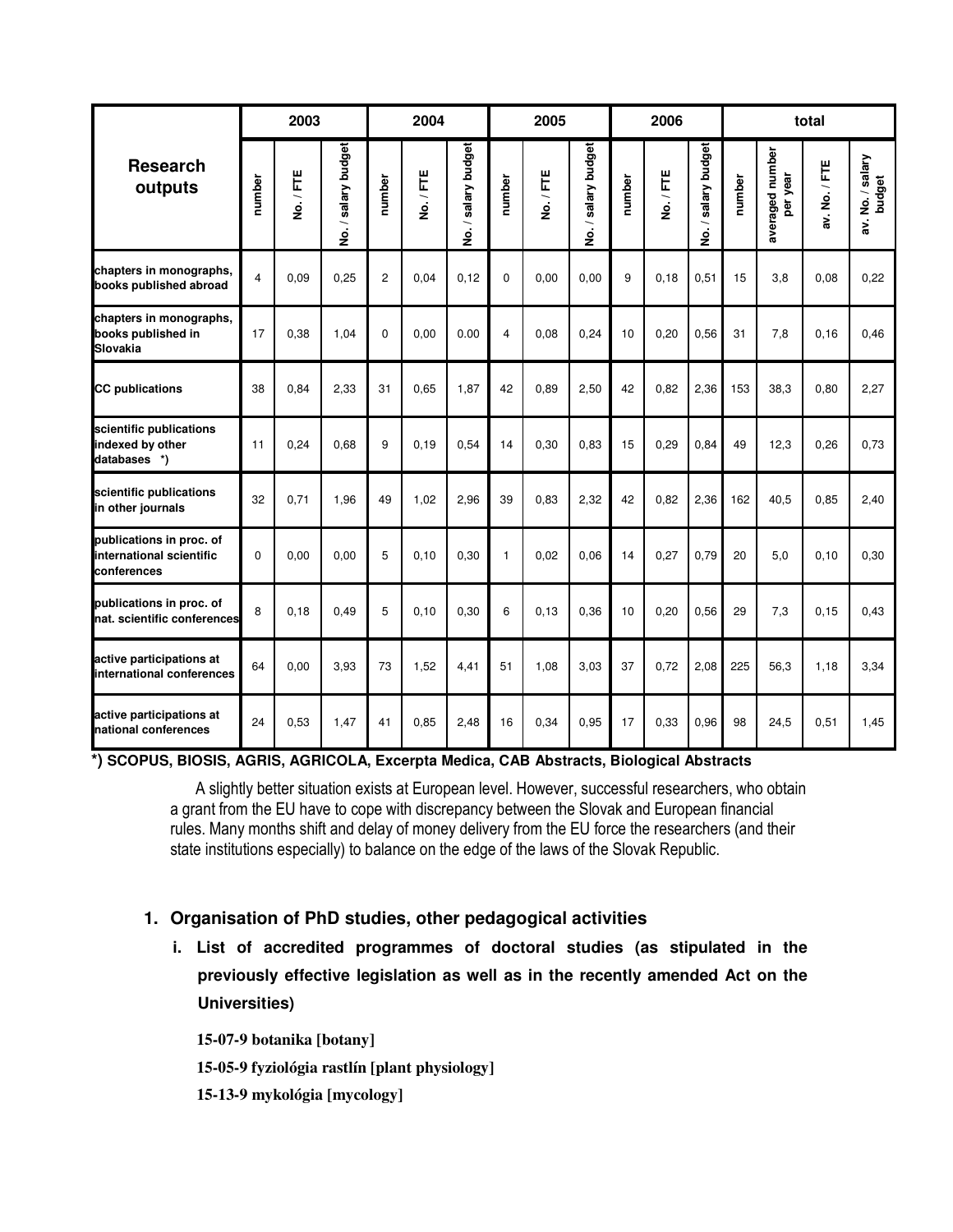| Research outputs | 2003 | | | 2004 | | | 2005 | | | 2006 | | | total | | | |
|---|---|---|---|---|---|---|---|---|---|---|---|---|---|---|---|---|
| | number | No. / FTE | No. / salary budget | number | No. / FTE | No. / salary budget | number | No. / FTE | No. / salary budget | number | No. / FTE | No. / salary budget | number | averaged number per year | av. No. / FTE | av. No. / salary budget |
| chapters in monographs, books published abroad | 4 | 0,09 | 0,25 | 2 | 0,04 | 0,12 | 0 | 0,00 | 0,00 | 9 | 0,18 | 0,51 | 15 | 3,8 | 0,08 | 0,22 |
| chapters in monographs, books published in Slovakia | 17 | 0,38 | 1,04 | 0 | 0,00 | 0.00 | 4 | 0,08 | 0,24 | 10 | 0,20 | 0,56 | 31 | 7,8 | 0,16 | 0,46 |
| CC publications | 38 | 0,84 | 2,33 | 31 | 0,65 | 1,87 | 42 | 0,89 | 2,50 | 42 | 0,82 | 2,36 | 153 | 38,3 | 0,80 | 2,27 |
| scientific publications indexed by other databases *) | 11 | 0,24 | 0,68 | 9 | 0,19 | 0,54 | 14 | 0,30 | 0,83 | 15 | 0,29 | 0,84 | 49 | 12,3 | 0,26 | 0,73 |
| scientific publications in other journals | 32 | 0,71 | 1,96 | 49 | 1,02 | 2,96 | 39 | 0,83 | 2,32 | 42 | 0,82 | 2,36 | 162 | 40,5 | 0,85 | 2,40 |
| publications in proc. of international scientific conferences | 0 | 0,00 | 0,00 | 5 | 0,10 | 0,30 | 1 | 0,02 | 0,06 | 14 | 0,27 | 0,79 | 20 | 5,0 | 0,10 | 0,30 |
| publications in proc. of nat. scientific conferences | 8 | 0,18 | 0,49 | 5 | 0,10 | 0,30 | 6 | 0,13 | 0,36 | 10 | 0,20 | 0,56 | 29 | 7,3 | 0,15 | 0,43 |
| active participations at international conferences | 64 | 0,00 | 3,93 | 73 | 1,52 | 4,41 | 51 | 1,08 | 3,03 | 37 | 0,72 | 2,08 | 225 | 56,3 | 1,18 | 3,34 |
| active participations at national conferences | 24 | 0,53 | 1,47 | 41 | 0,85 | 2,48 | 16 | 0,34 | 0,95 | 17 | 0,33 | 0,96 | 98 | 24,5 | 0,51 | 1,45 |

**\*) SCOPUS, BIOSIS, AGRIS, AGRICOLA, Excerpta Medica, CAB Abstracts, Biological Abstracts**

A slightly better situation exists at European level. However, successful researchers, who obtain a grant from the EU have to cope with discrepancy between the Slovak and European financial rules. Many months shift and delay of money delivery from the EU force the researchers (and their state institutions especially) to balance on the edge of the laws of the Slovak Republic.

## 1. Organisation of PhD studies, other pedagogical activities

### i. List of accredited programmes of doctoral studies (as stipulated in the previously effective legislation as well as in the recently amended Act on the Universities)

**15-07-9 botanika [botany]**

**15-05-9 fyziológia rastlín [plant physiology]**

**15-13-9 mykológia [mycology]**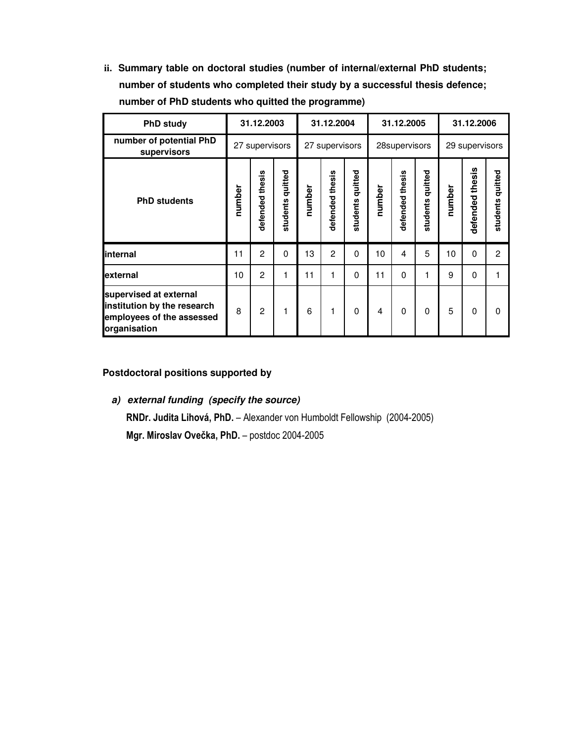**ii. Summary table on doctoral studies (number of internal/external PhD students; number of students who completed their study by a successful thesis defence; number of PhD students who quitted the programme)**

| PhD study | 31.12.2003 | | | 31.12.2004 | | | 31.12.2005 | | | 31.12.2006 | | |
|---|---|---|---|---|---|---|---|---|---|---|---|---|
| number of potential PhD supervisors | 27 supervisors | | | 27 supervisors | | | 28supervisors | | | 29 supervisors | | |
| PhD students | number | defended thesis | students quited | number | defended thesis | students quited | number | defended thesis | students quited | number | defended thesis | students quited |
| internal | 11 | 2 | 0 | 13 | 2 | 0 | 10 | 4 | 5 | 10 | 0 | 2 |
| external | 10 | 2 | 1 | 11 | 1 | 0 | 11 | 0 | 1 | 9 | 0 | 1 |
| supervised at external institution by the research employees of the assessed organisation | 8 | 2 | 1 | 6 | 1 | 0 | 4 | 0 | 0 | 5 | 0 | 0 |

**Postdoctoral positions supported by**

***a) external funding (specify the source)***

**RNDr. Judita Lihová, PhD.** – Alexander von Humboldt Fellowship (2004-2005)

**Mgr. Miroslav Ovečka, PhD.** – postdoc 2004-2005